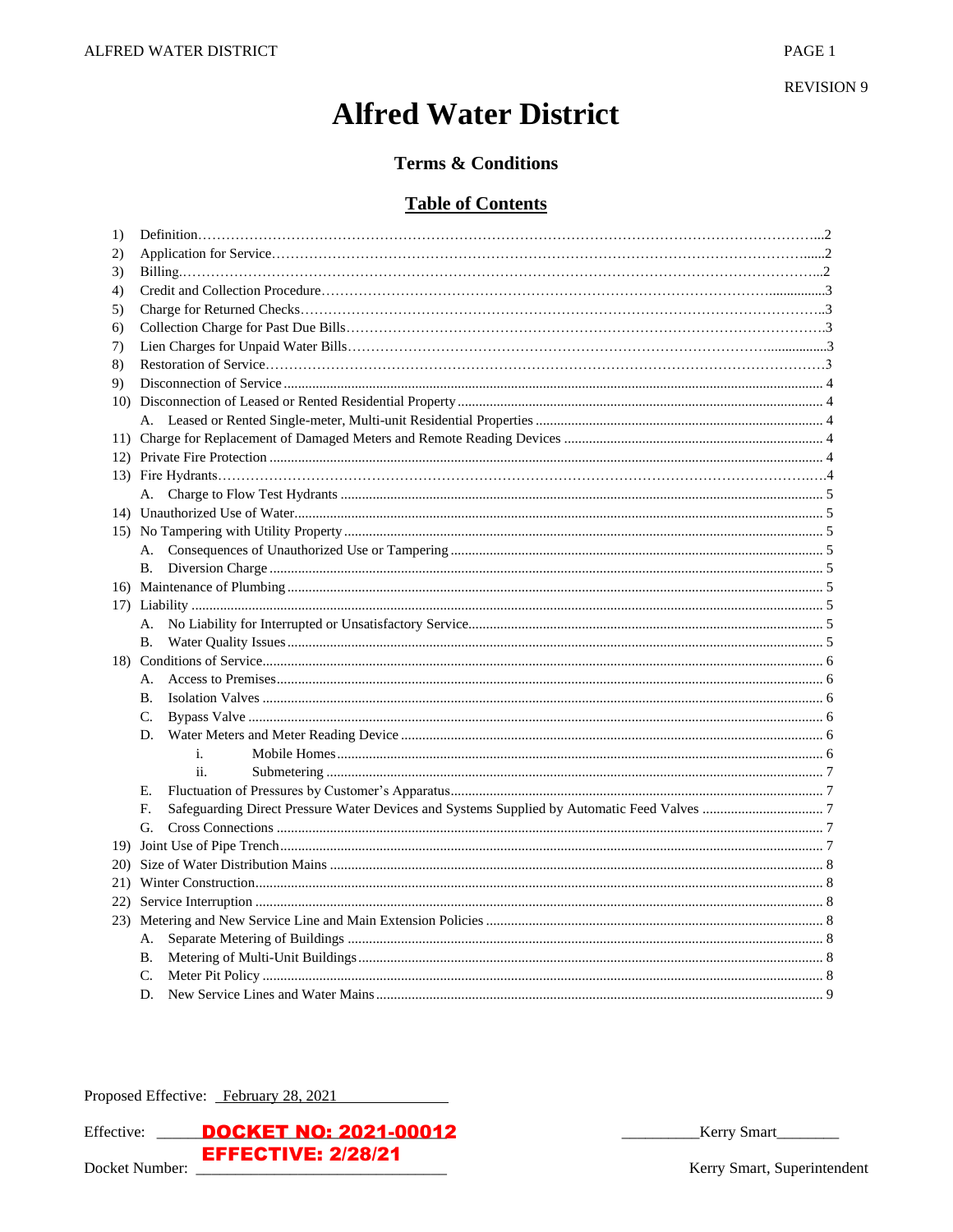REVISION 9

# Alfred Water District

## Terms & Conditions

## Table of Contents

1) Definition....2
2) Application for Service....2
3) Billing....2
4) Credit and Collection Procedure....3
5) Charge for Returned Checks....3
6) Collection Charge for Past Due Bills....3
7) Lien Charges for Unpaid Water Bills....3
8) Restoration of Service....3
9) Disconnection of Service....4
10) Disconnection of Leased or Rented Residential Property....4
    - A. Leased or Rented Single-meter, Multi-unit Residential Properties....4
11) Charge for Replacement of Damaged Meters and Remote Reading Devices....4
12) Private Fire Protection....4
13) Fire Hydrants....4
    - A. Charge to Flow Test Hydrants....5
14) Unauthorized Use of Water....5
15) No Tampering with Utility Property....5
    - A. Consequences of Unauthorized Use or Tampering....5
    - B. Diversion Charge....5
16) Maintenance of Plumbing....5
17) Liability....5
    - A. No Liability for Interrupted or Unsatisfactory Service....5
    - B. Water Quality Issues....5
18) Conditions of Service....6
    - A. Access to Premises....6
    - B. Isolation Valves....6
    - C. Bypass Valve....6
    - D. Water Meters and Meter Reading Device....6
        - i. Mobile Homes....6
        - ii. Submetering....7
    - E. Fluctuation of Pressures by Customer's Apparatus....7
    - F. Safeguarding Direct Pressure Water Devices and Systems Supplied by Automatic Feed Valves....7
    - G. Cross Connections....7
19) Joint Use of Pipe Trench....7
20) Size of Water Distribution Mains....8
21) Winter Construction....8
22) Service Interruption....8
23) Metering and New Service Line and Main Extension Policies....8
    - A. Separate Metering of Buildings....8
    - B. Metering of Multi-Unit Buildings....8
    - C. Meter Pit Policy....8
    - D. New Service Lines and Water Mains....9

Proposed Effective: February 28, 2021

Effective: DOCKET NO: 2021-00012 EFFECTIVE: 2/28/21

Docket Number:

Kerry Smart

Kerry Smart, Superintendent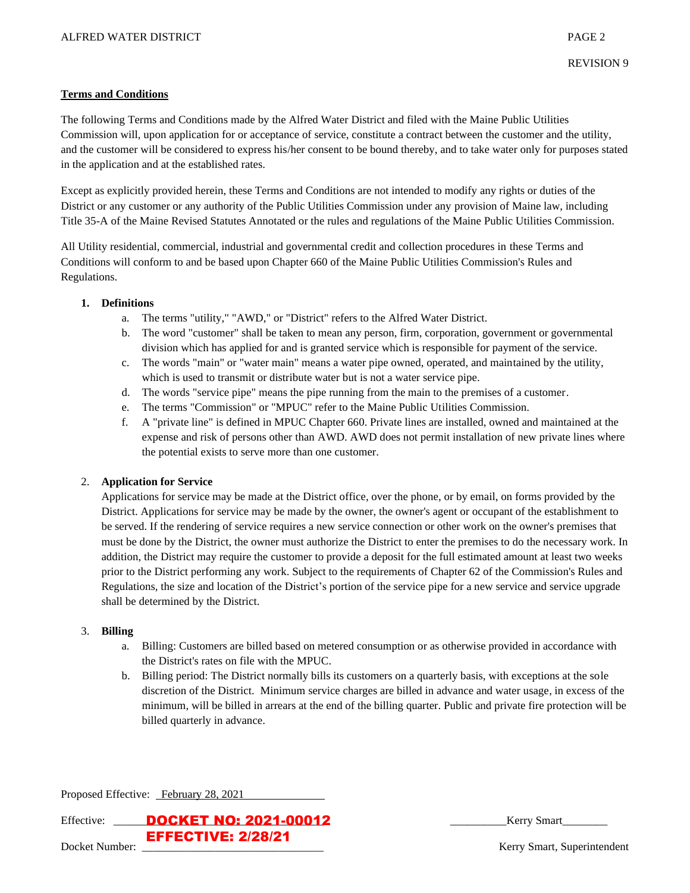**Terms and Conditions**

The following Terms and Conditions made by the Alfred Water District and filed with the Maine Public Utilities Commission will, upon application for or acceptance of service, constitute a contract between the customer and the utility, and the customer will be considered to express his/her consent to be bound thereby, and to take water only for purposes stated in the application and at the established rates.

Except as explicitly provided herein, these Terms and Conditions are not intended to modify any rights or duties of the District or any customer or any authority of the Public Utilities Commission under any provision of Maine law, including Title 35-A of the Maine Revised Statutes Annotated or the rules and regulations of the Maine Public Utilities Commission.

All Utility residential, commercial, industrial and governmental credit and collection procedures in these Terms and Conditions will conform to and be based upon Chapter 660 of the Maine Public Utilities Commission's Rules and Regulations.

1. **Definitions**
   a. The terms "utility," "AWD," or "District" refers to the Alfred Water District.
   b. The word "customer" shall be taken to mean any person, firm, corporation, government or governmental division which has applied for and is granted service which is responsible for payment of the service.
   c. The words "main" or "water main" means a water pipe owned, operated, and maintained by the utility, which is used to transmit or distribute water but is not a water service pipe.
   d. The words "service pipe" means the pipe running from the main to the premises of a customer.
   e. The terms "Commission" or "MPUC" refer to the Maine Public Utilities Commission.
   f. A "private line" is defined in MPUC Chapter 660. Private lines are installed, owned and maintained at the expense and risk of persons other than AWD. AWD does not permit installation of new private lines where the potential exists to serve more than one customer.

2. **Application for Service**
   Applications for service may be made at the District office, over the phone, or by email, on forms provided by the District. Applications for service may be made by the owner, the owner's agent or occupant of the establishment to be served. If the rendering of service requires a new service connection or other work on the owner's premises that must be done by the District, the owner must authorize the District to enter the premises to do the necessary work. In addition, the District may require the customer to provide a deposit for the full estimated amount at least two weeks prior to the District performing any work. Subject to the requirements of Chapter 62 of the Commission's Rules and Regulations, the size and location of the District's portion of the service pipe for a new service and service upgrade shall be determined by the District.

3. **Billing**
   a. Billing: Customers are billed based on metered consumption or as otherwise provided in accordance with the District's rates on file with the MPUC.
   b. Billing period: The District normally bills its customers on a quarterly basis, with exceptions at the sole discretion of the District. Minimum service charges are billed in advance and water usage, in excess of the minimum, will be billed in arrears at the end of the billing quarter. Public and private fire protection will be billed quarterly in advance.

Proposed Effective: February 28, 2021

Effective: DOCKET NO: 2021-00012 EFFECTIVE: 2/28/21

Docket Number:

Kerry Smart
Kerry Smart, Superintendent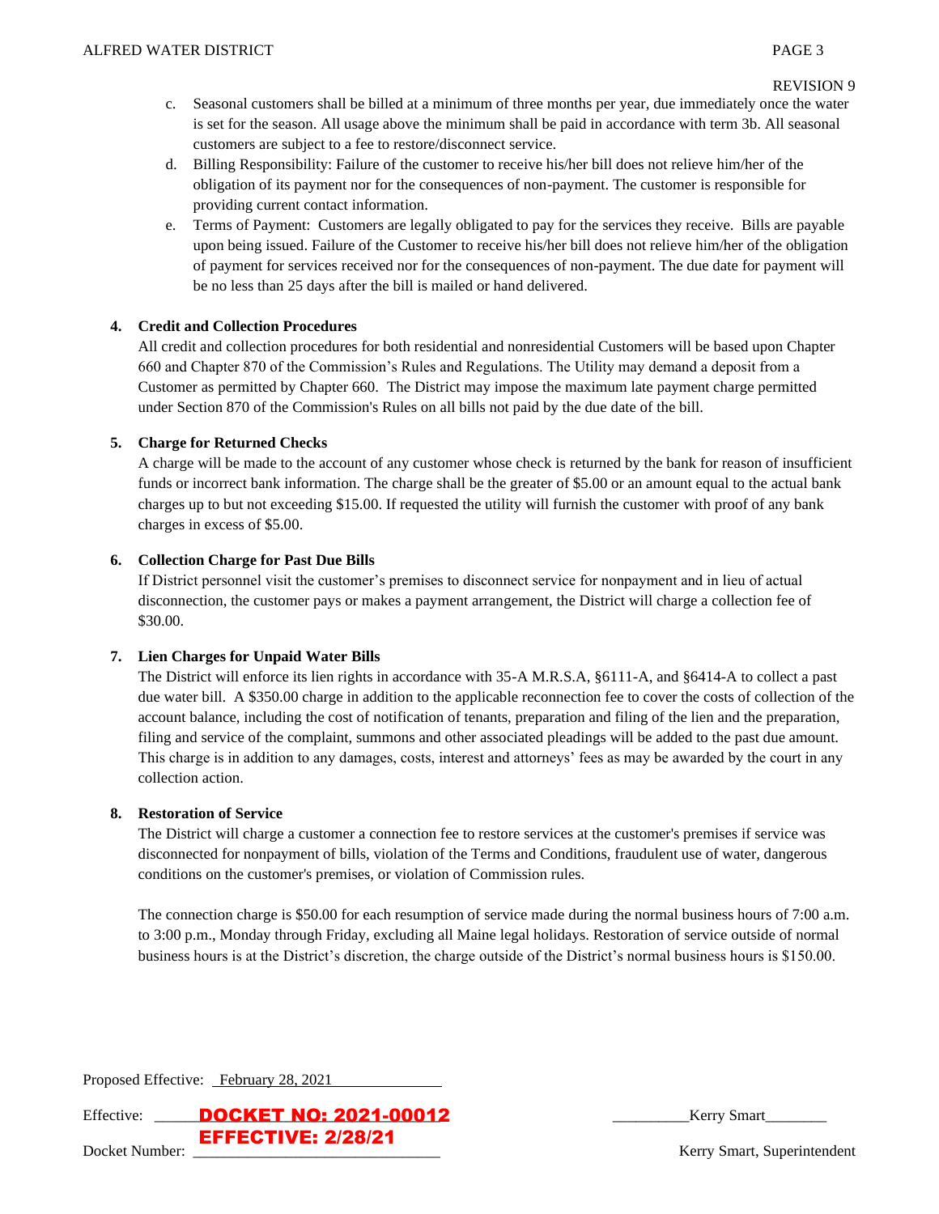REVISION 9

c. Seasonal customers shall be billed at a minimum of three months per year, due immediately once the water is set for the season. All usage above the minimum shall be paid in accordance with term 3b. All seasonal customers are subject to a fee to restore/disconnect service.

d. Billing Responsibility: Failure of the customer to receive his/her bill does not relieve him/her of the obligation of its payment nor for the consequences of non-payment. The customer is responsible for providing current contact information.

e. Terms of Payment: Customers are legally obligated to pay for the services they receive. Bills are payable upon being issued. Failure of the Customer to receive his/her bill does not relieve him/her of the obligation of payment for services received nor for the consequences of non-payment. The due date for payment will be no less than 25 days after the bill is mailed or hand delivered.

**4. Credit and Collection Procedures**

All credit and collection procedures for both residential and nonresidential Customers will be based upon Chapter 660 and Chapter 870 of the Commission's Rules and Regulations. The Utility may demand a deposit from a Customer as permitted by Chapter 660. The District may impose the maximum late payment charge permitted under Section 870 of the Commission's Rules on all bills not paid by the due date of the bill.

**5. Charge for Returned Checks**

A charge will be made to the account of any customer whose check is returned by the bank for reason of insufficient funds or incorrect bank information. The charge shall be the greater of $5.00 or an amount equal to the actual bank charges up to but not exceeding $15.00. If requested the utility will furnish the customer with proof of any bank charges in excess of $5.00.

**6. Collection Charge for Past Due Bills**

If District personnel visit the customer's premises to disconnect service for nonpayment and in lieu of actual disconnection, the customer pays or makes a payment arrangement, the District will charge a collection fee of $30.00.

**7. Lien Charges for Unpaid Water Bills**

The District will enforce its lien rights in accordance with 35-A M.R.S.A, §6111-A, and §6414-A to collect a past due water bill. A $350.00 charge in addition to the applicable reconnection fee to cover the costs of collection of the account balance, including the cost of notification of tenants, preparation and filing of the lien and the preparation, filing and service of the complaint, summons and other associated pleadings will be added to the past due amount. This charge is in addition to any damages, costs, interest and attorneys' fees as may be awarded by the court in any collection action.

**8. Restoration of Service**

The District will charge a customer a connection fee to restore services at the customer's premises if service was disconnected for nonpayment of bills, violation of the Terms and Conditions, fraudulent use of water, dangerous conditions on the customer's premises, or violation of Commission rules.

The connection charge is $50.00 for each resumption of service made during the normal business hours of 7:00 a.m. to 3:00 p.m., Monday through Friday, excluding all Maine legal holidays. Restoration of service outside of normal business hours is at the District's discretion, the charge outside of the District's normal business hours is $150.00.

Proposed Effective: February 28, 2021

Effective: DOCKET NO: 2021-00012 EFFECTIVE: 2/28/21

Docket Number: ______________________

Kerry Smart

Kerry Smart, Superintendent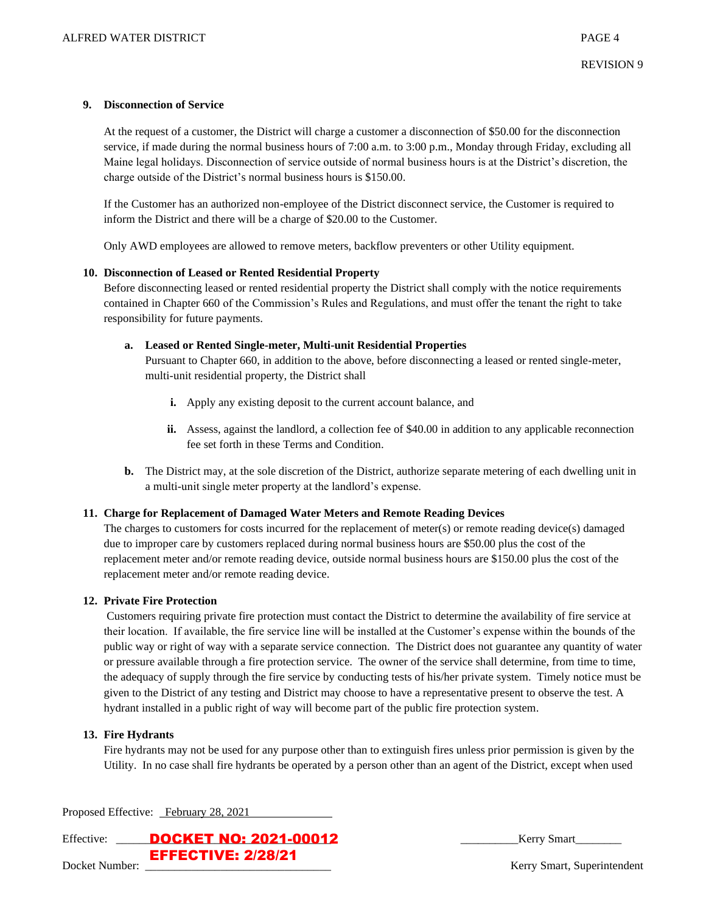**9. Disconnection of Service**

At the request of a customer, the District will charge a customer a disconnection of $50.00 for the disconnection service, if made during the normal business hours of 7:00 a.m. to 3:00 p.m., Monday through Friday, excluding all Maine legal holidays. Disconnection of service outside of normal business hours is at the District's discretion, the charge outside of the District's normal business hours is $150.00.

If the Customer has an authorized non-employee of the District disconnect service, the Customer is required to inform the District and there will be a charge of $20.00 to the Customer.

Only AWD employees are allowed to remove meters, backflow preventers or other Utility equipment.

**10. Disconnection of Leased or Rented Residential Property**

Before disconnecting leased or rented residential property the District shall comply with the notice requirements contained in Chapter 660 of the Commission's Rules and Regulations, and must offer the tenant the right to take responsibility for future payments.

**a. Leased or Rented Single-meter, Multi-unit Residential Properties**

Pursuant to Chapter 660, in addition to the above, before disconnecting a leased or rented single-meter, multi-unit residential property, the District shall

**i.** Apply any existing deposit to the current account balance, and

**ii.** Assess, against the landlord, a collection fee of $40.00 in addition to any applicable reconnection fee set forth in these Terms and Condition.

**b.** The District may, at the sole discretion of the District, authorize separate metering of each dwelling unit in a multi-unit single meter property at the landlord's expense.

**11. Charge for Replacement of Damaged Water Meters and Remote Reading Devices**

The charges to customers for costs incurred for the replacement of meter(s) or remote reading device(s) damaged due to improper care by customers replaced during normal business hours are $50.00 plus the cost of the replacement meter and/or remote reading device, outside normal business hours are $150.00 plus the cost of the replacement meter and/or remote reading device.

**12. Private Fire Protection**

Customers requiring private fire protection must contact the District to determine the availability of fire service at their location. If available, the fire service line will be installed at the Customer's expense within the bounds of the public way or right of way with a separate service connection. The District does not guarantee any quantity of water or pressure available through a fire protection service. The owner of the service shall determine, from time to time, the adequacy of supply through the fire service by conducting tests of his/her private system. Timely notice must be given to the District of any testing and District may choose to have a representative present to observe the test. A hydrant installed in a public right of way will become part of the public fire protection system.

**13. Fire Hydrants**

Fire hydrants may not be used for any purpose other than to extinguish fires unless prior permission is given by the Utility. In no case shall fire hydrants be operated by a person other than an agent of the District, except when used

Proposed Effective: February 28, 2021

Effective: DOCKET NO: 2021-00012 EFFECTIVE: 2/28/21

Docket Number:

Kerry Smart

Kerry Smart, Superintendent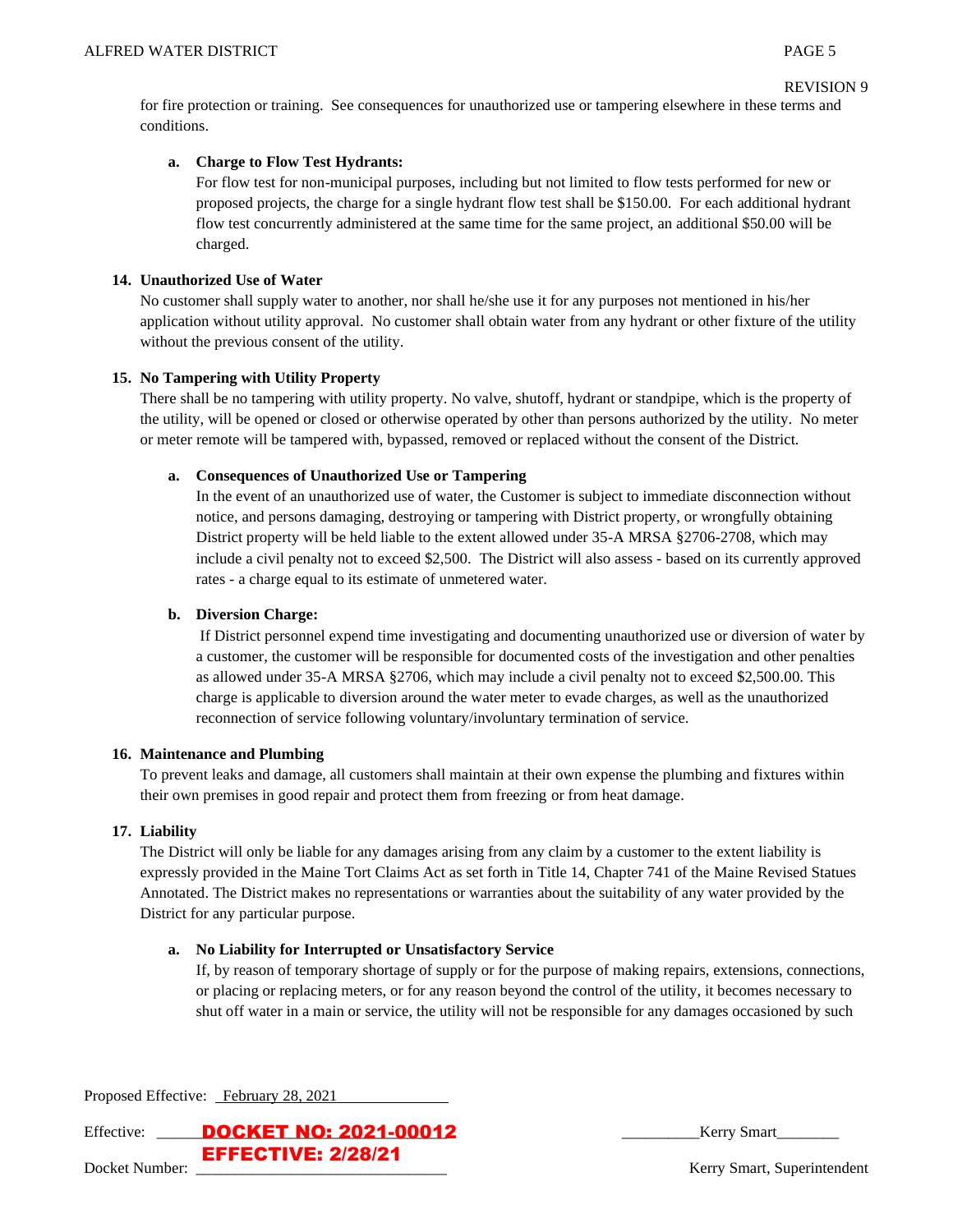for fire protection or training. See consequences for unauthorized use or tampering elsewhere in these terms and conditions.

**a. Charge to Flow Test Hydrants:**

For flow test for non-municipal purposes, including but not limited to flow tests performed for new or proposed projects, the charge for a single hydrant flow test shall be $150.00. For each additional hydrant flow test concurrently administered at the same time for the same project, an additional $50.00 will be charged.

**14. Unauthorized Use of Water**

No customer shall supply water to another, nor shall he/she use it for any purposes not mentioned in his/her application without utility approval. No customer shall obtain water from any hydrant or other fixture of the utility without the previous consent of the utility.

**15. No Tampering with Utility Property**

There shall be no tampering with utility property. No valve, shutoff, hydrant or standpipe, which is the property of the utility, will be opened or closed or otherwise operated by other than persons authorized by the utility. No meter or meter remote will be tampered with, bypassed, removed or replaced without the consent of the District.

**a. Consequences of Unauthorized Use or Tampering**

In the event of an unauthorized use of water, the Customer is subject to immediate disconnection without notice, and persons damaging, destroying or tampering with District property, or wrongfully obtaining District property will be held liable to the extent allowed under 35-A MRSA §2706-2708, which may include a civil penalty not to exceed $2,500. The District will also assess - based on its currently approved rates - a charge equal to its estimate of unmetered water.

**b. Diversion Charge:**

If District personnel expend time investigating and documenting unauthorized use or diversion of water by a customer, the customer will be responsible for documented costs of the investigation and other penalties as allowed under 35-A MRSA §2706, which may include a civil penalty not to exceed $2,500.00. This charge is applicable to diversion around the water meter to evade charges, as well as the unauthorized reconnection of service following voluntary/involuntary termination of service.

**16. Maintenance and Plumbing**

To prevent leaks and damage, all customers shall maintain at their own expense the plumbing and fixtures within their own premises in good repair and protect them from freezing or from heat damage.

**17. Liability**

The District will only be liable for any damages arising from any claim by a customer to the extent liability is expressly provided in the Maine Tort Claims Act as set forth in Title 14, Chapter 741 of the Maine Revised Statues Annotated. The District makes no representations or warranties about the suitability of any water provided by the District for any particular purpose.

**a. No Liability for Interrupted or Unsatisfactory Service**

If, by reason of temporary shortage of supply or for the purpose of making repairs, extensions, connections, or placing or replacing meters, or for any reason beyond the control of the utility, it becomes necessary to shut off water in a main or service, the utility will not be responsible for any damages occasioned by such

Proposed Effective: February 28, 2021

Effective: DOCKET NO: 2021-00012 EFFECTIVE: 2/28/21

Docket Number:

Kerry Smart

Kerry Smart, Superintendent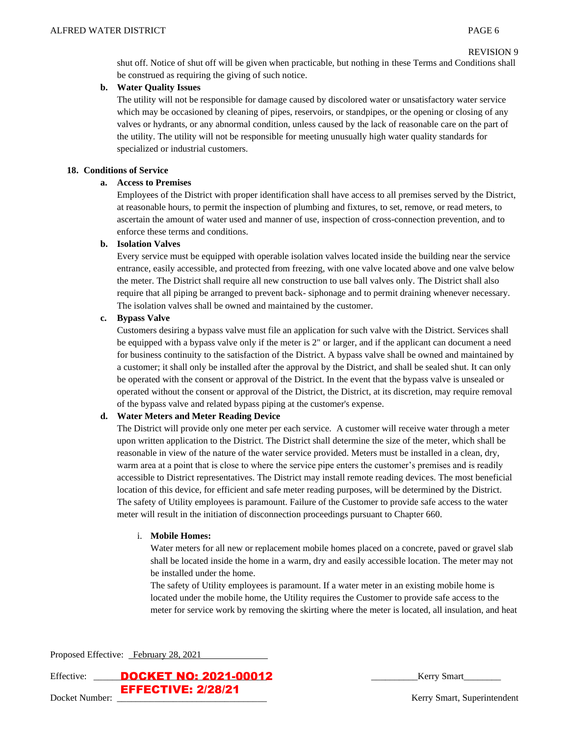shut off. Notice of shut off will be given when practicable, but nothing in these Terms and Conditions shall be construed as requiring the giving of such notice.

**b. Water Quality Issues**

The utility will not be responsible for damage caused by discolored water or unsatisfactory water service which may be occasioned by cleaning of pipes, reservoirs, or standpipes, or the opening or closing of any valves or hydrants, or any abnormal condition, unless caused by the lack of reasonable care on the part of the utility. The utility will not be responsible for meeting unusually high water quality standards for specialized or industrial customers.

**18. Conditions of Service**

**a. Access to Premises**

Employees of the District with proper identification shall have access to all premises served by the District, at reasonable hours, to permit the inspection of plumbing and fixtures, to set, remove, or read meters, to ascertain the amount of water used and manner of use, inspection of cross-connection prevention, and to enforce these terms and conditions.

**b. Isolation Valves**

Every service must be equipped with operable isolation valves located inside the building near the service entrance, easily accessible, and protected from freezing, with one valve located above and one valve below the meter. The District shall require all new construction to use ball valves only. The District shall also require that all piping be arranged to prevent back- siphonage and to permit draining whenever necessary. The isolation valves shall be owned and maintained by the customer.

**c. Bypass Valve**

Customers desiring a bypass valve must file an application for such valve with the District. Services shall be equipped with a bypass valve only if the meter is 2" or larger, and if the applicant can document a need for business continuity to the satisfaction of the District. A bypass valve shall be owned and maintained by a customer; it shall only be installed after the approval by the District, and shall be sealed shut. It can only be operated with the consent or approval of the District. In the event that the bypass valve is unsealed or operated without the consent or approval of the District, the District, at its discretion, may require removal of the bypass valve and related bypass piping at the customer's expense.

**d. Water Meters and Meter Reading Device**

The District will provide only one meter per each service. A customer will receive water through a meter upon written application to the District. The District shall determine the size of the meter, which shall be reasonable in view of the nature of the water service provided. Meters must be installed in a clean, dry, warm area at a point that is close to where the service pipe enters the customer's premises and is readily accessible to District representatives. The District may install remote reading devices. The most beneficial location of this device, for efficient and safe meter reading purposes, will be determined by the District. The safety of Utility employees is paramount. Failure of the Customer to provide safe access to the water meter will result in the initiation of disconnection proceedings pursuant to Chapter 660.

i. **Mobile Homes:**

Water meters for all new or replacement mobile homes placed on a concrete, paved or gravel slab shall be located inside the home in a warm, dry and easily accessible location. The meter may not be installed under the home.

The safety of Utility employees is paramount. If a water meter in an existing mobile home is located under the mobile home, the Utility requires the Customer to provide safe access to the meter for service work by removing the skirting where the meter is located, all insulation, and heat

Proposed Effective: February 28, 2021

Effective: DOCKET NO: 2021-00012 EFFECTIVE: 2/28/21

Docket Number:

Kerry Smart

Kerry Smart, Superintendent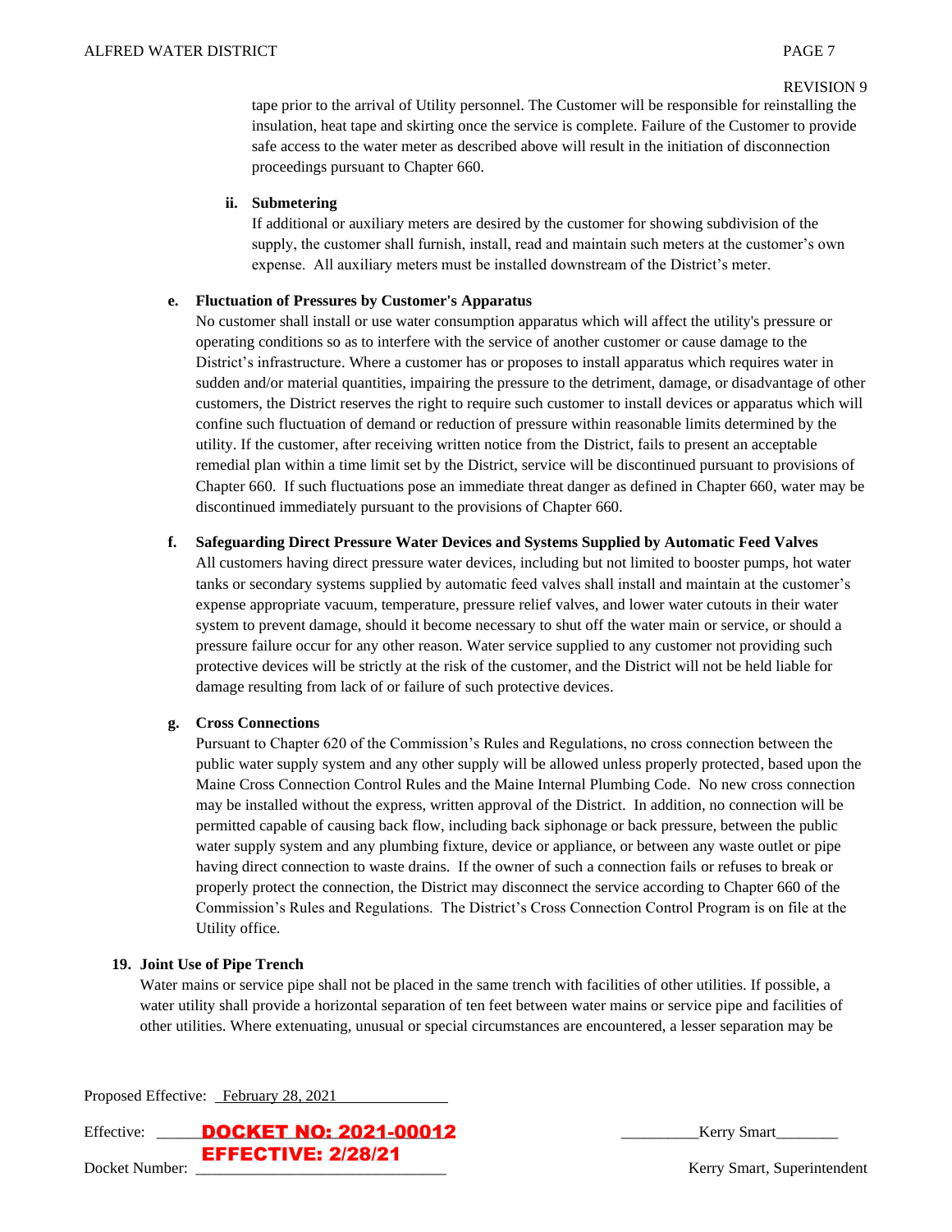tape prior to the arrival of Utility personnel. The Customer will be responsible for reinstalling the insulation, heat tape and skirting once the service is complete. Failure of the Customer to provide safe access to the water meter as described above will result in the initiation of disconnection proceedings pursuant to Chapter 660.

**ii. Submetering**

If additional or auxiliary meters are desired by the customer for showing subdivision of the supply, the customer shall furnish, install, read and maintain such meters at the customer's own expense. All auxiliary meters must be installed downstream of the District's meter.

**e. Fluctuation of Pressures by Customer's Apparatus**

No customer shall install or use water consumption apparatus which will affect the utility's pressure or operating conditions so as to interfere with the service of another customer or cause damage to the District's infrastructure. Where a customer has or proposes to install apparatus which requires water in sudden and/or material quantities, impairing the pressure to the detriment, damage, or disadvantage of other customers, the District reserves the right to require such customer to install devices or apparatus which will confine such fluctuation of demand or reduction of pressure within reasonable limits determined by the utility. If the customer, after receiving written notice from the District, fails to present an acceptable remedial plan within a time limit set by the District, service will be discontinued pursuant to provisions of Chapter 660. If such fluctuations pose an immediate threat danger as defined in Chapter 660, water may be discontinued immediately pursuant to the provisions of Chapter 660.

**f. Safeguarding Direct Pressure Water Devices and Systems Supplied by Automatic Feed Valves**

All customers having direct pressure water devices, including but not limited to booster pumps, hot water tanks or secondary systems supplied by automatic feed valves shall install and maintain at the customer's expense appropriate vacuum, temperature, pressure relief valves, and lower water cutouts in their water system to prevent damage, should it become necessary to shut off the water main or service, or should a pressure failure occur for any other reason. Water service supplied to any customer not providing such protective devices will be strictly at the risk of the customer, and the District will not be held liable for damage resulting from lack of or failure of such protective devices.

**g. Cross Connections**

Pursuant to Chapter 620 of the Commission's Rules and Regulations, no cross connection between the public water supply system and any other supply will be allowed unless properly protected, based upon the Maine Cross Connection Control Rules and the Maine Internal Plumbing Code. No new cross connection may be installed without the express, written approval of the District. In addition, no connection will be permitted capable of causing back flow, including back siphonage or back pressure, between the public water supply system and any plumbing fixture, device or appliance, or between any waste outlet or pipe having direct connection to waste drains. If the owner of such a connection fails or refuses to break or properly protect the connection, the District may disconnect the service according to Chapter 660 of the Commission's Rules and Regulations. The District's Cross Connection Control Program is on file at the Utility office.

**19. Joint Use of Pipe Trench**

Water mains or service pipe shall not be placed in the same trench with facilities of other utilities. If possible, a water utility shall provide a horizontal separation of ten feet between water mains or service pipe and facilities of other utilities. Where extenuating, unusual or special circumstances are encountered, a lesser separation may be

Proposed Effective: February 28, 2021

Effective: DOCKET NO: 2021-00012

EFFECTIVE: 2/28/21

Docket Number:

Kerry Smart

Kerry Smart, Superintendent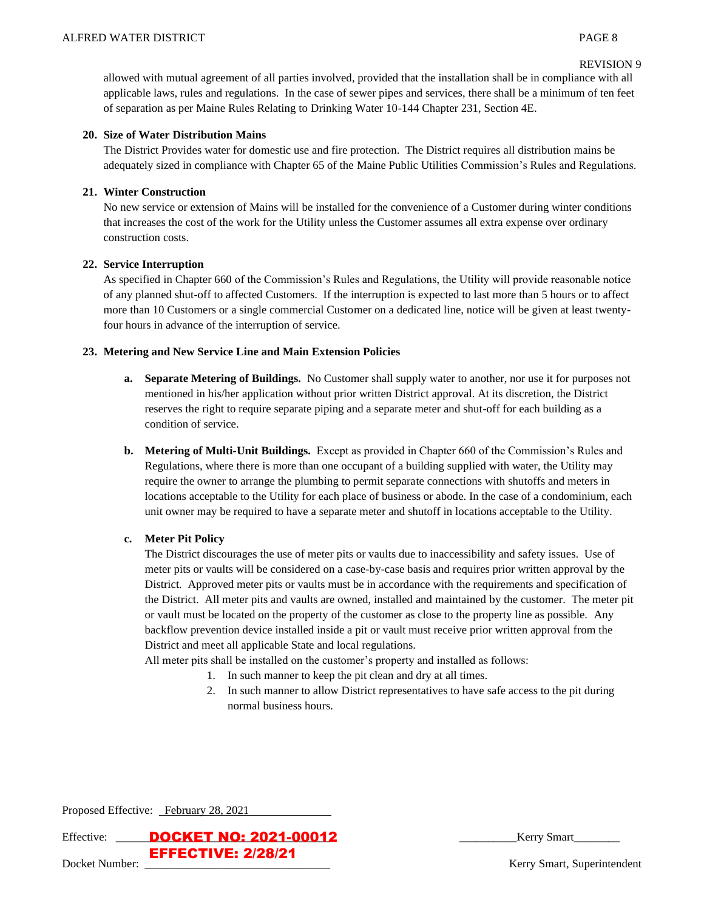allowed with mutual agreement of all parties involved, provided that the installation shall be in compliance with all applicable laws, rules and regulations. In the case of sewer pipes and services, there shall be a minimum of ten feet of separation as per Maine Rules Relating to Drinking Water 10-144 Chapter 231, Section 4E.

**20. Size of Water Distribution Mains**

The District Provides water for domestic use and fire protection. The District requires all distribution mains be adequately sized in compliance with Chapter 65 of the Maine Public Utilities Commission's Rules and Regulations.

**21. Winter Construction**

No new service or extension of Mains will be installed for the convenience of a Customer during winter conditions that increases the cost of the work for the Utility unless the Customer assumes all extra expense over ordinary construction costs.

**22. Service Interruption**

As specified in Chapter 660 of the Commission's Rules and Regulations, the Utility will provide reasonable notice of any planned shut-off to affected Customers. If the interruption is expected to last more than 5 hours or to affect more than 10 Customers or a single commercial Customer on a dedicated line, notice will be given at least twenty-four hours in advance of the interruption of service.

**23. Metering and New Service Line and Main Extension Policies**

**a. Separate Metering of Buildings.** No Customer shall supply water to another, nor use it for purposes not mentioned in his/her application without prior written District approval. At its discretion, the District reserves the right to require separate piping and a separate meter and shut-off for each building as a condition of service.

**b. Metering of Multi-Unit Buildings.** Except as provided in Chapter 660 of the Commission's Rules and Regulations, where there is more than one occupant of a building supplied with water, the Utility may require the owner to arrange the plumbing to permit separate connections with shutoffs and meters in locations acceptable to the Utility for each place of business or abode. In the case of a condominium, each unit owner may be required to have a separate meter and shutoff in locations acceptable to the Utility.

**c. Meter Pit Policy**

The District discourages the use of meter pits or vaults due to inaccessibility and safety issues. Use of meter pits or vaults will be considered on a case-by-case basis and requires prior written approval by the District. Approved meter pits or vaults must be in accordance with the requirements and specification of the District. All meter pits and vaults are owned, installed and maintained by the customer. The meter pit or vault must be located on the property of the customer as close to the property line as possible. Any backflow prevention device installed inside a pit or vault must receive prior written approval from the District and meet all applicable State and local regulations.

All meter pits shall be installed on the customer's property and installed as follows:

1. In such manner to keep the pit clean and dry at all times.
2. In such manner to allow District representatives to have safe access to the pit during normal business hours.

Proposed Effective: February 28, 2021

Effective: DOCKET NO: 2021-00012

Docket Number: EFFECTIVE: 2/28/21

Kerry Smart

Kerry Smart, Superintendent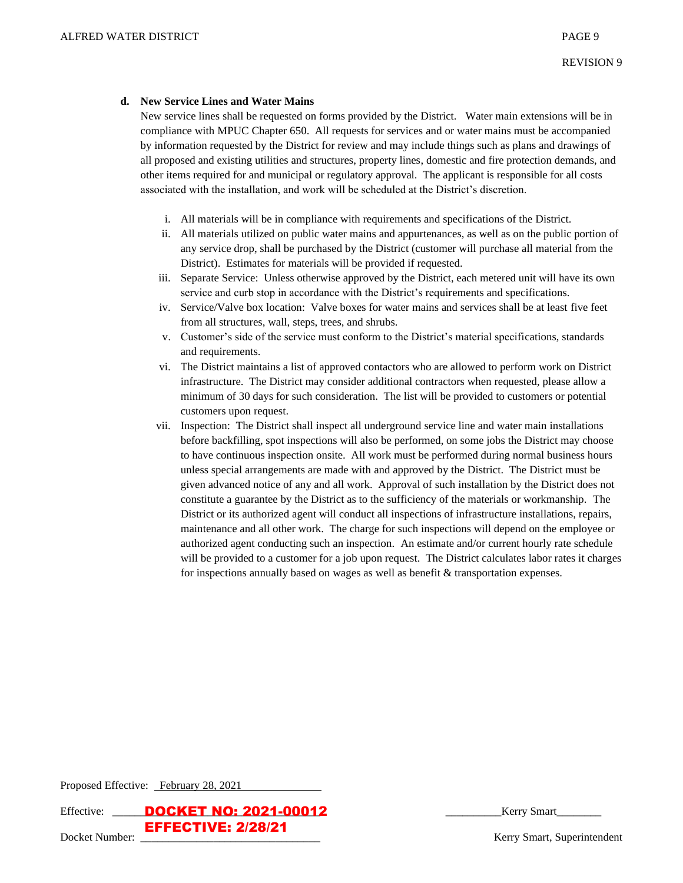**d. New Service Lines and Water Mains**

New service lines shall be requested on forms provided by the District. Water main extensions will be in compliance with MPUC Chapter 650. All requests for services and or water mains must be accompanied by information requested by the District for review and may include things such as plans and drawings of all proposed and existing utilities and structures, property lines, domestic and fire protection demands, and other items required for and municipal or regulatory approval. The applicant is responsible for all costs associated with the installation, and work will be scheduled at the District's discretion.

i. All materials will be in compliance with requirements and specifications of the District.

ii. All materials utilized on public water mains and appurtenances, as well as on the public portion of any service drop, shall be purchased by the District (customer will purchase all material from the District). Estimates for materials will be provided if requested.

iii. Separate Service: Unless otherwise approved by the District, each metered unit will have its own service and curb stop in accordance with the District's requirements and specifications.

iv. Service/Valve box location: Valve boxes for water mains and services shall be at least five feet from all structures, wall, steps, trees, and shrubs.

v. Customer's side of the service must conform to the District's material specifications, standards and requirements.

vi. The District maintains a list of approved contactors who are allowed to perform work on District infrastructure. The District may consider additional contractors when requested, please allow a minimum of 30 days for such consideration. The list will be provided to customers or potential customers upon request.

vii. Inspection: The District shall inspect all underground service line and water main installations before backfilling, spot inspections will also be performed, on some jobs the District may choose to have continuous inspection onsite. All work must be performed during normal business hours unless special arrangements are made with and approved by the District. The District must be given advanced notice of any and all work. Approval of such installation by the District does not constitute a guarantee by the District as to the sufficiency of the materials or workmanship. The District or its authorized agent will conduct all inspections of infrastructure installations, repairs, maintenance and all other work. The charge for such inspections will depend on the employee or authorized agent conducting such an inspection. An estimate and/or current hourly rate schedule will be provided to a customer for a job upon request. The District calculates labor rates it charges for inspections annually based on wages as well as benefit & transportation expenses.

Proposed Effective: February 28, 2021

Effective: DOCKET NO: 2021-00012

EFFECTIVE: 2/28/21

Docket Number:

Kerry Smart

Kerry Smart, Superintendent